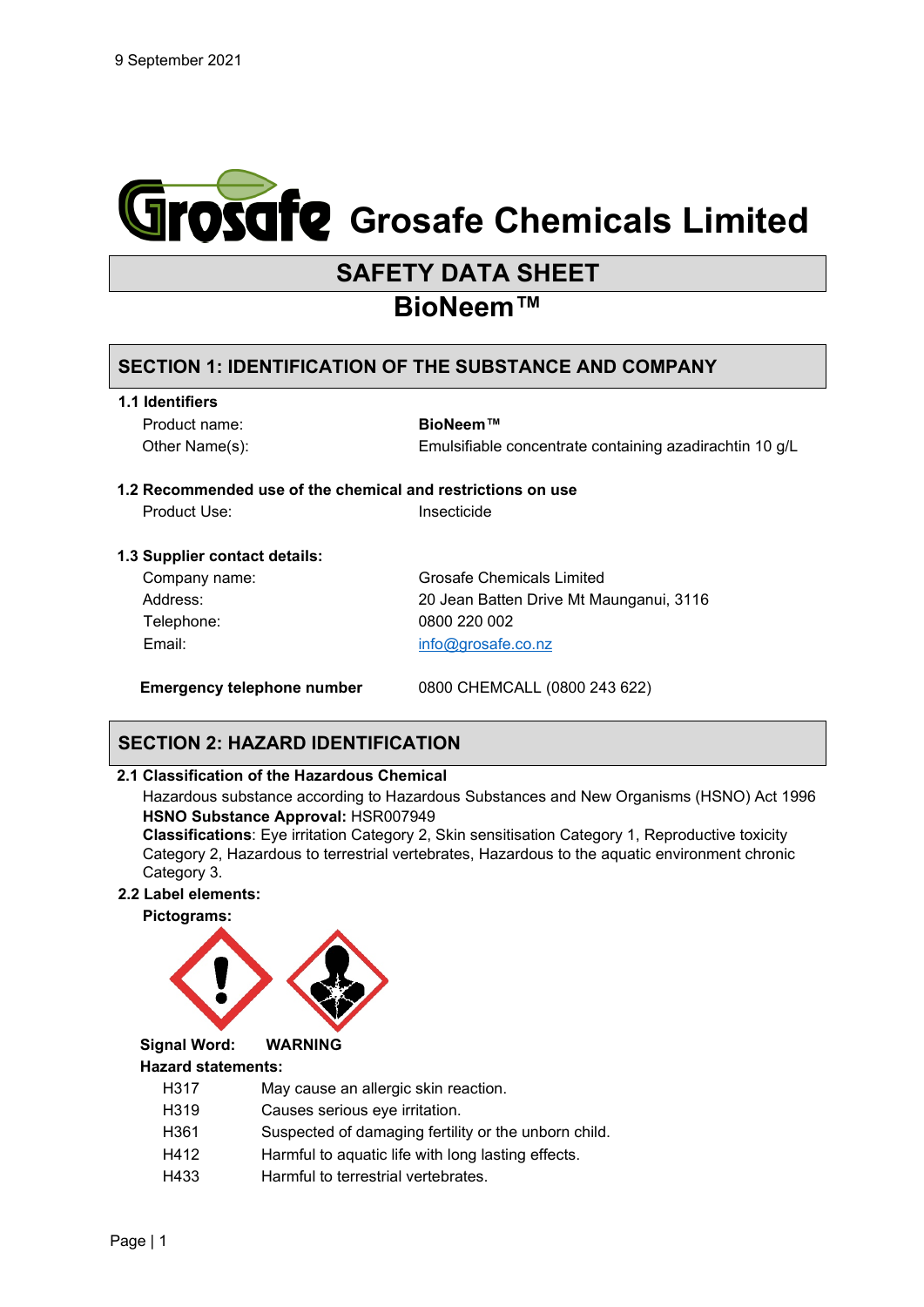9 September 2021

# Grosafe Chemicals Limited

## SAFETY DATA SHEET

## BioNeem™

## SECTION 1: IDENTIFICATION OF THE SUBSTANCE AND COMPANY

### 1.1 Identifiers

| | |
|---|---|
| Product name: | **BioNeem™** |
| Other Name(s): | Emulsifiable concentrate containing azadirachtin 10 g/L |

### 1.2 Recommended use of the chemical and restrictions on use

| | |
|---|---|
| Product Use: | Insecticide |

### 1.3 Supplier contact details:

| | |
|---|---|
| Company name: | Grosafe Chemicals Limited |
| Address: | 20 Jean Batten Drive Mt Maunganui, 3116 |
| Telephone: | 0800 220 002 |
| Email: | info@grosafe.co.nz |

| | |
|---|---|
| **Emergency telephone number** | 0800 CHEMCALL (0800 243 622) |

## SECTION 2: HAZARD IDENTIFICATION

### 2.1 Classification of the Hazardous Chemical

Hazardous substance according to Hazardous Substances and New Organisms (HSNO) Act 1996

**HSNO Substance Approval:** HSR007949

**Classifications**: Eye irritation Category 2, Skin sensitisation Category 1, Reproductive toxicity Category 2, Hazardous to terrestrial vertebrates, Hazardous to the aquatic environment chronic Category 3.

### 2.2 Label elements:

**Pictograms:**

**Signal Word:** **WARNING**

**Hazard statements:**

| | |
|---|---|
| H317 | May cause an allergic skin reaction. |
| H319 | Causes serious eye irritation. |
| H361 | Suspected of damaging fertility or the unborn child. |
| H412 | Harmful to aquatic life with long lasting effects. |
| H433 | Harmful to terrestrial vertebrates. |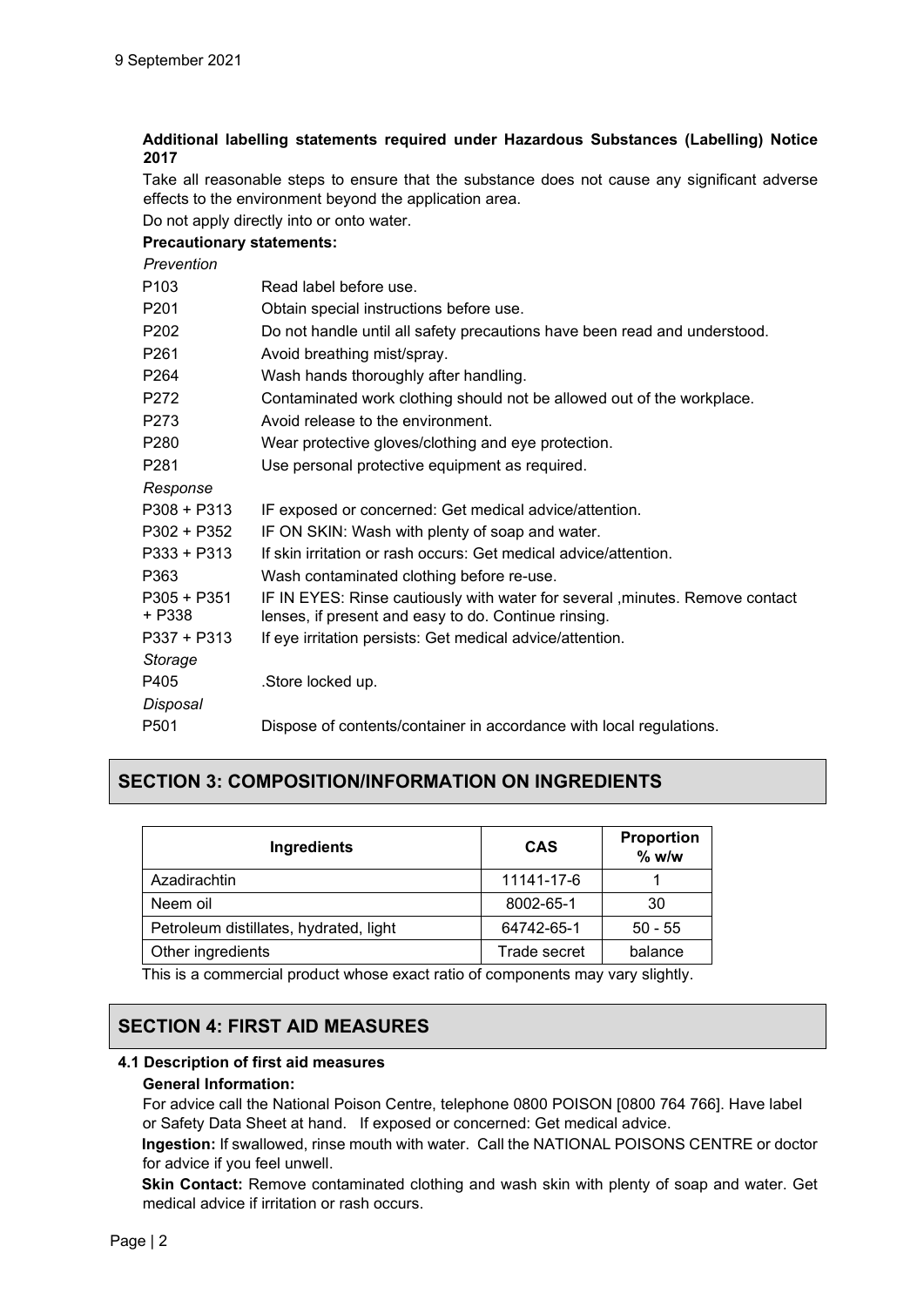**Additional labelling statements required under Hazardous Substances (Labelling) Notice 2017**

Take all reasonable steps to ensure that the substance does not cause any significant adverse effects to the environment beyond the application area.

Do not apply directly into or onto water.

**Precautionary statements:**

*Prevention*

| | |
|---|---|
| P103 | Read label before use. |
| P201 | Obtain special instructions before use. |
| P202 | Do not handle until all safety precautions have been read and understood. |
| P261 | Avoid breathing mist/spray. |
| P264 | Wash hands thoroughly after handling. |
| P272 | Contaminated work clothing should not be allowed out of the workplace. |
| P273 | Avoid release to the environment. |
| P280 | Wear protective gloves/clothing and eye protection. |
| P281 | Use personal protective equipment as required. |

*Response*

| | |
|---|---|
| P308 + P313 | IF exposed or concerned: Get medical advice/attention. |
| P302 + P352 | IF ON SKIN: Wash with plenty of soap and water. |
| P333 + P313 | If skin irritation or rash occurs: Get medical advice/attention. |
| P363 | Wash contaminated clothing before re-use. |
| P305 + P351 + P338 | IF IN EYES: Rinse cautiously with water for several ,minutes. Remove contact lenses, if present and easy to do. Continue rinsing. |
| P337 + P313 | If eye irritation persists: Get medical advice/attention. |

*Storage*

| | |
|---|---|
| P405 | .Store locked up. |

*Disposal*

| | |
|---|---|
| P501 | Dispose of contents/container in accordance with local regulations. |

## SECTION 3: COMPOSITION/INFORMATION ON INGREDIENTS

| Ingredients | CAS | Proportion % w/w |
|---|---|---|
| Azadirachtin | 11141-17-6 | 1 |
| Neem oil | 8002-65-1 | 30 |
| Petroleum distillates, hydrated, light | 64742-65-1 | 50 - 55 |
| Other ingredients | Trade secret | balance |

This is a commercial product whose exact ratio of components may vary slightly.

## SECTION 4: FIRST AID MEASURES

### 4.1 Description of first aid measures

**General Information:**

For advice call the National Poison Centre, telephone 0800 POISON [0800 764 766]. Have label or Safety Data Sheet at hand. If exposed or concerned: Get medical advice.

**Ingestion:** If swallowed, rinse mouth with water. Call the NATIONAL POISONS CENTRE or doctor for advice if you feel unwell.

**Skin Contact:** Remove contaminated clothing and wash skin with plenty of soap and water. Get medical advice if irritation or rash occurs.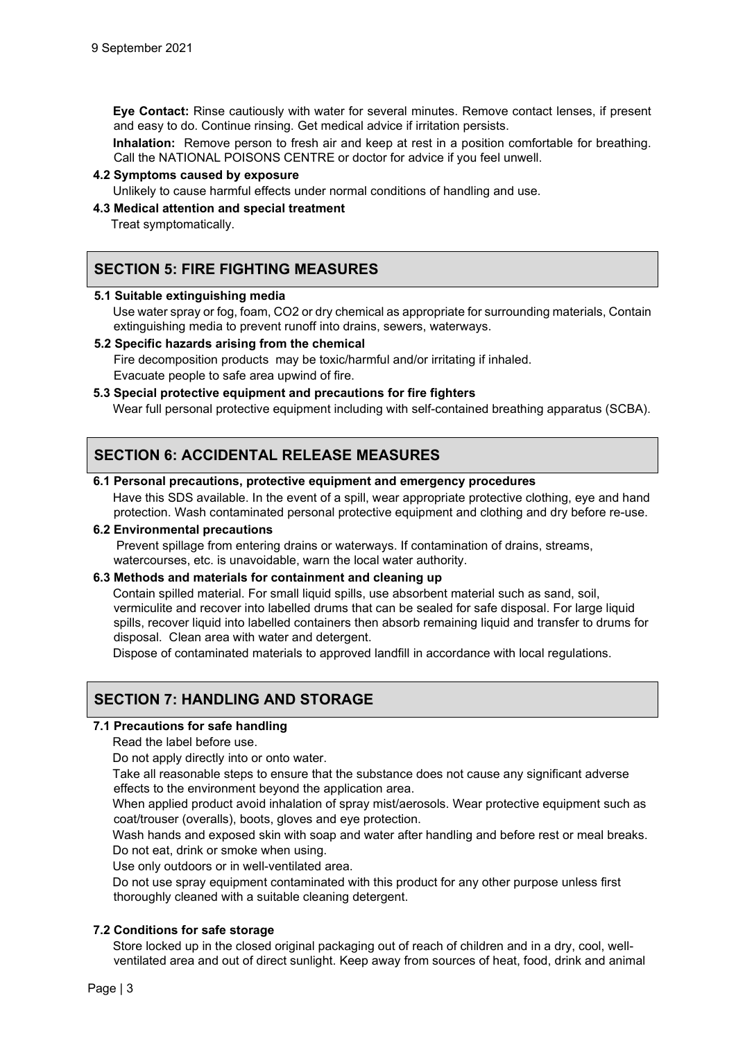**Eye Contact:** Rinse cautiously with water for several minutes. Remove contact lenses, if present and easy to do. Continue rinsing. Get medical advice if irritation persists.

**Inhalation:** Remove person to fresh air and keep at rest in a position comfortable for breathing. Call the NATIONAL POISONS CENTRE or doctor for advice if you feel unwell.

**4.2 Symptoms caused by exposure**

Unlikely to cause harmful effects under normal conditions of handling and use.

**4.3 Medical attention and special treatment**

Treat symptomatically.

## SECTION 5: FIRE FIGHTING MEASURES

**5.1 Suitable extinguishing media**

Use water spray or fog, foam, CO2 or dry chemical as appropriate for surrounding materials, Contain extinguishing media to prevent runoff into drains, sewers, waterways.

**5.2 Specific hazards arising from the chemical**

Fire decomposition products may be toxic/harmful and/or irritating if inhaled.
Evacuate people to safe area upwind of fire.

**5.3 Special protective equipment and precautions for fire fighters**

Wear full personal protective equipment including with self-contained breathing apparatus (SCBA).

## SECTION 6: ACCIDENTAL RELEASE MEASURES

**6.1 Personal precautions, protective equipment and emergency procedures**

Have this SDS available. In the event of a spill, wear appropriate protective clothing, eye and hand protection. Wash contaminated personal protective equipment and clothing and dry before re-use.

**6.2 Environmental precautions**

Prevent spillage from entering drains or waterways. If contamination of drains, streams, watercourses, etc. is unavoidable, warn the local water authority.

**6.3 Methods and materials for containment and cleaning up**

Contain spilled material. For small liquid spills, use absorbent material such as sand, soil, vermiculite and recover into labelled drums that can be sealed for safe disposal. For large liquid spills, recover liquid into labelled containers then absorb remaining liquid and transfer to drums for disposal. Clean area with water and detergent.

Dispose of contaminated materials to approved landfill in accordance with local regulations.

## SECTION 7: HANDLING AND STORAGE

**7.1 Precautions for safe handling**

Read the label before use.

Do not apply directly into or onto water.

Take all reasonable steps to ensure that the substance does not cause any significant adverse effects to the environment beyond the application area.

When applied product avoid inhalation of spray mist/aerosols. Wear protective equipment such as coat/trouser (overalls), boots, gloves and eye protection.

Wash hands and exposed skin with soap and water after handling and before rest or meal breaks.

Do not eat, drink or smoke when using.

Use only outdoors or in well-ventilated area.

Do not use spray equipment contaminated with this product for any other purpose unless first thoroughly cleaned with a suitable cleaning detergent.

**7.2 Conditions for safe storage**

Store locked up in the closed original packaging out of reach of children and in a dry, cool, well-ventilated area and out of direct sunlight. Keep away from sources of heat, food, drink and animal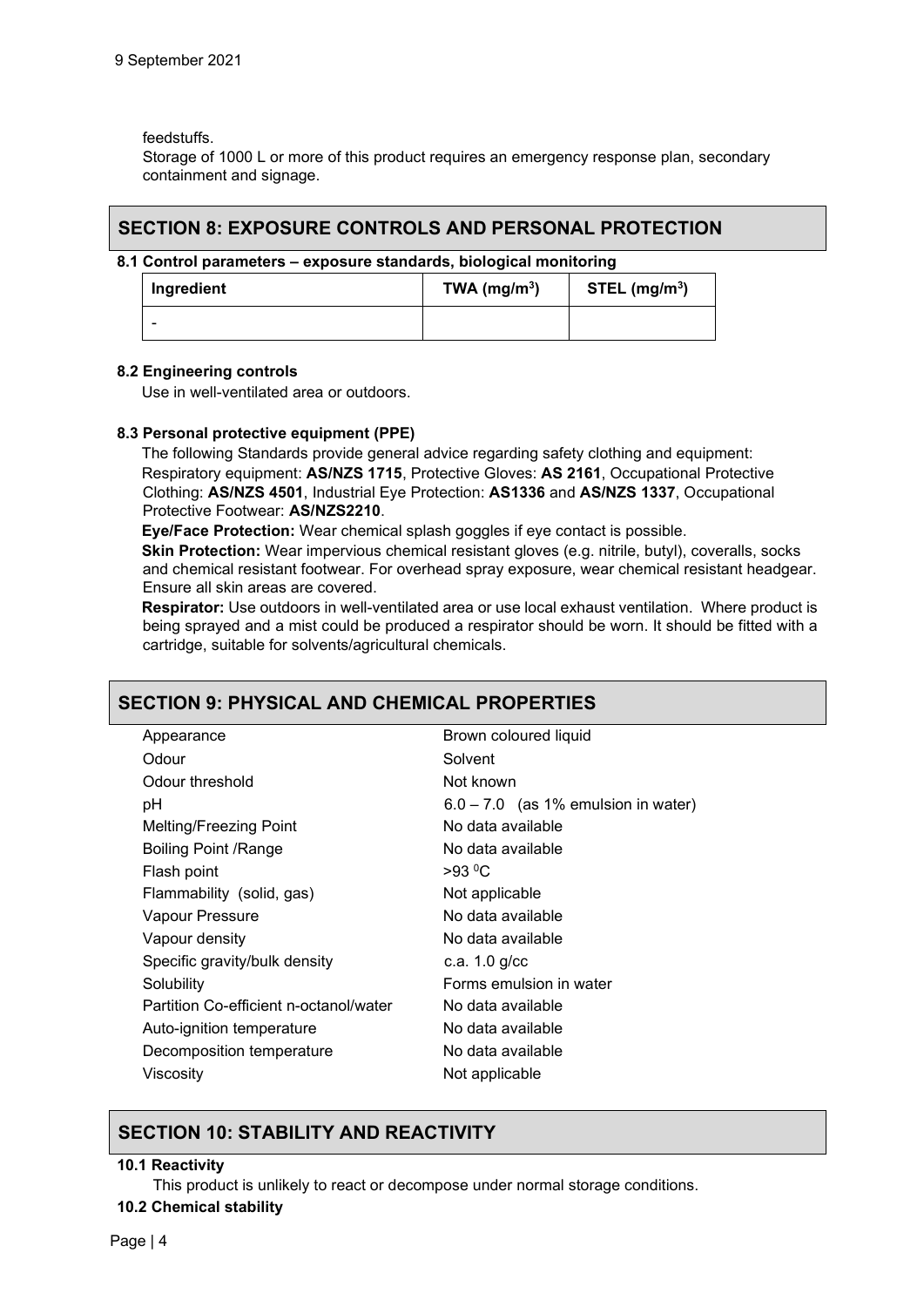feedstuffs.

Storage of 1000 L or more of this product requires an emergency response plan, secondary containment and signage.

## SECTION 8: EXPOSURE CONTROLS AND PERSONAL PROTECTION

### 8.1 Control parameters – exposure standards, biological monitoring

| Ingredient | TWA ($mg/m^3$) | STEL ($mg/m^3$) |
|---|---|---|
| - | | |

### 8.2 Engineering controls

Use in well-ventilated area or outdoors.

### 8.3 Personal protective equipment (PPE)

The following Standards provide general advice regarding safety clothing and equipment: Respiratory equipment: **AS/NZS 1715**, Protective Gloves: **AS 2161**, Occupational Protective Clothing: **AS/NZS 4501**, Industrial Eye Protection: **AS1336** and **AS/NZS 1337**, Occupational Protective Footwear: **AS/NZS2210**.

**Eye/Face Protection:** Wear chemical splash goggles if eye contact is possible.

**Skin Protection:** Wear impervious chemical resistant gloves (e.g. nitrile, butyl), coveralls, socks and chemical resistant footwear. For overhead spray exposure, wear chemical resistant headgear. Ensure all skin areas are covered.

**Respirator:** Use outdoors in well-ventilated area or use local exhaust ventilation. Where product is being sprayed and a mist could be produced a respirator should be worn. It should be fitted with a cartridge, suitable for solvents/agricultural chemicals.

## SECTION 9: PHYSICAL AND CHEMICAL PROPERTIES

| | |
|---|---|
| Appearance | Brown coloured liquid |
| Odour | Solvent |
| Odour threshold | Not known |
| pH | 6.0 – 7.0 (as 1% emulsion in water) |
| Melting/Freezing Point | No data available |
| Boiling Point /Range | No data available |
| Flash point | >93 $^0C$ |
| Flammability (solid, gas) | Not applicable |
| Vapour Pressure | No data available |
| Vapour density | No data available |
| Specific gravity/bulk density | c.a. 1.0 g/cc |
| Solubility | Forms emulsion in water |
| Partition Co-efficient n-octanol/water | No data available |
| Auto-ignition temperature | No data available |
| Decomposition temperature | No data available |
| Viscosity | Not applicable |

## SECTION 10: STABILITY AND REACTIVITY

### 10.1 Reactivity

This product is unlikely to react or decompose under normal storage conditions.

### 10.2 Chemical stability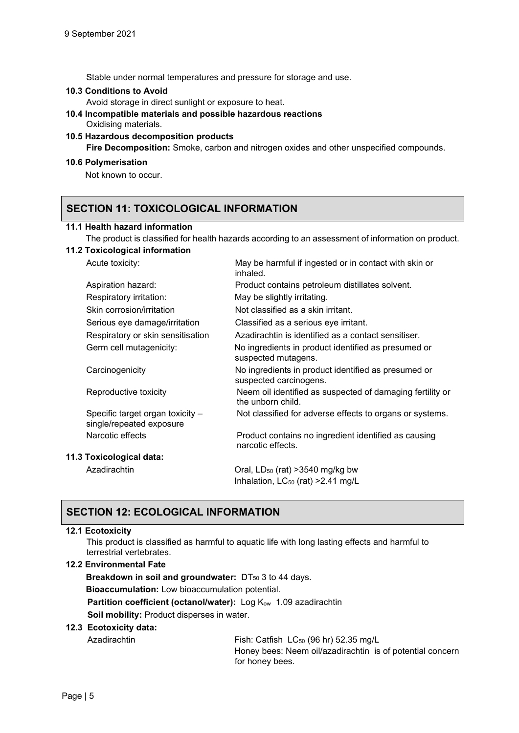Stable under normal temperatures and pressure for storage and use.

**10.3 Conditions to Avoid**

Avoid storage in direct sunlight or exposure to heat.

**10.4 Incompatible materials and possible hazardous reactions**

Oxidising materials.

**10.5 Hazardous decomposition products**

**Fire Decomposition:** Smoke, carbon and nitrogen oxides and other unspecified compounds.

**10.6 Polymerisation**

Not known to occur.

## SECTION 11: TOXICOLOGICAL INFORMATION

**11.1 Health hazard information**

The product is classified for health hazards according to an assessment of information on product.

**11.2 Toxicological information**

| | |
|---|---|
| Acute toxicity: | May be harmful if ingested or in contact with skin or inhaled. |
| Aspiration hazard: | Product contains petroleum distillates solvent. |
| Respiratory irritation: | May be slightly irritating. |
| Skin corrosion/irritation | Not classified as a skin irritant. |
| Serious eye damage/irritation | Classified as a serious eye irritant. |
| Respiratory or skin sensitisation | Azadirachtin is identified as a contact sensitiser. |
| Germ cell mutagenicity: | No ingredients in product identified as presumed or suspected mutagens. |
| Carcinogenicity | No ingredients in product identified as presumed or suspected carcinogens. |
| Reproductive toxicity | Neem oil identified as suspected of damaging fertility or the unborn child. |
| Specific target organ toxicity – single/repeated exposure | Not classified for adverse effects to organs or systems. |
| Narcotic effects | Product contains no ingredient identified as causing narcotic effects. |

**11.3 Toxicological data:**

| | |
|---|---|
| Azadirachtin | Oral, $LD_{50}$ (rat) >3540 mg/kg bw<br>Inhalation, $LC_{50}$ (rat) >2.41 mg/L |

## SECTION 12: ECOLOGICAL INFORMATION

**12.1 Ecotoxicity**

This product is classified as harmful to aquatic life with long lasting effects and harmful to terrestrial vertebrates.

**12.2 Environmental Fate**

**Breakdown in soil and groundwater:** $DT_{50}$ 3 to 44 days.

**Bioaccumulation:** Low bioaccumulation potential.

**Partition coefficient (octanol/water):** Log $K_{ow}$ 1.09 azadirachtin

**Soil mobility:** Product disperses in water.

**12.3 Ecotoxicity data:**

| | |
|---|---|
| Azadirachtin | Fish: Catfish $LC_{50}$ (96 hr) 52.35 mg/L<br>Honey bees: Neem oil/azadirachtin is of potential concern for honey bees. |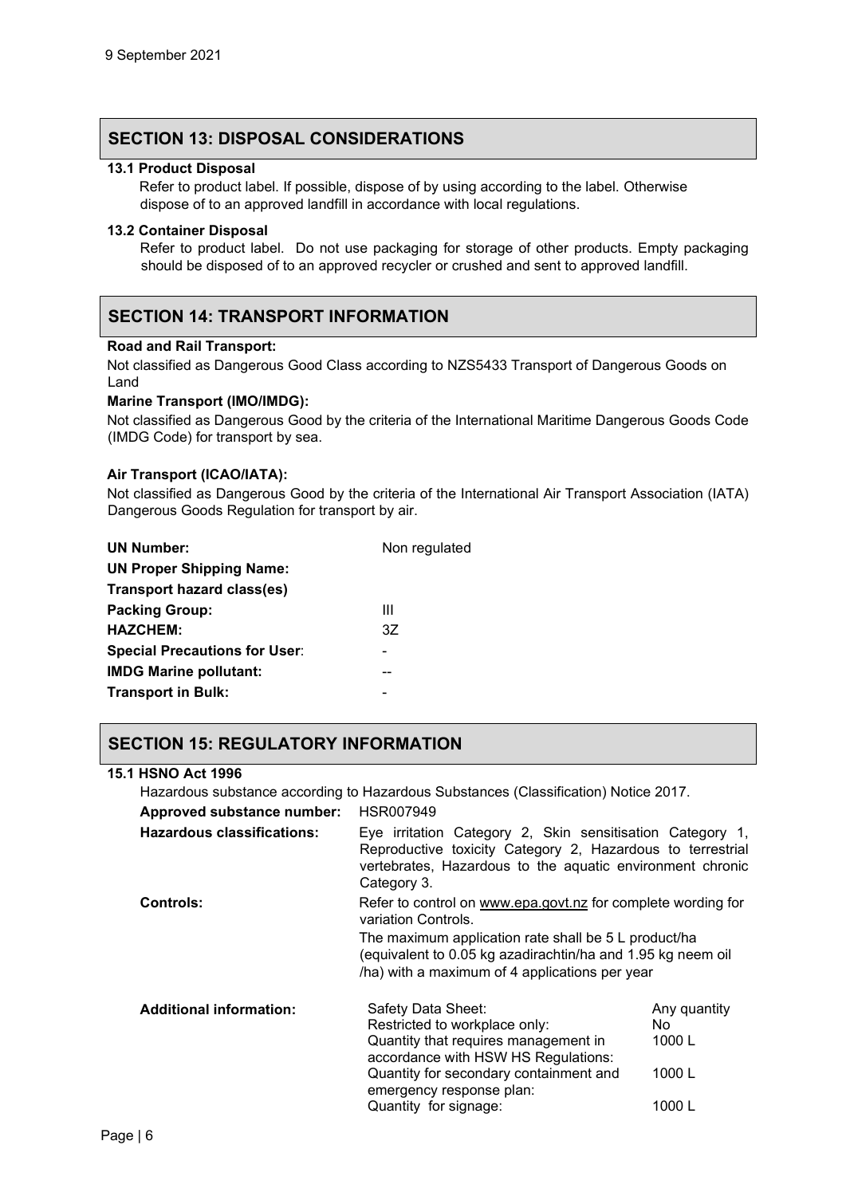9 September 2021

## SECTION 13: DISPOSAL CONSIDERATIONS

**13.1 Product Disposal**

Refer to product label. If possible, dispose of by using according to the label. Otherwise dispose of to an approved landfill in accordance with local regulations.

**13.2 Container Disposal**

Refer to product label. Do not use packaging for storage of other products. Empty packaging should be disposed of to an approved recycler or crushed and sent to approved landfill.

## SECTION 14: TRANSPORT INFORMATION

**Road and Rail Transport:**

Not classified as Dangerous Good Class according to NZS5433 Transport of Dangerous Goods on Land

**Marine Transport (IMO/IMDG):**

Not classified as Dangerous Good by the criteria of the International Maritime Dangerous Goods Code (IMDG Code) for transport by sea.

**Air Transport (ICAO/IATA):**

Not classified as Dangerous Good by the criteria of the International Air Transport Association (IATA) Dangerous Goods Regulation for transport by air.

| | |
|---|---|
| **UN Number:** | Non regulated |
| **UN Proper Shipping Name:** | |
| **Transport hazard class(es)** | |
| **Packing Group:** | III |
| **HAZCHEM:** | 3Z |
| **Special Precautions for User:** | - |
| **IMDG Marine pollutant:** | -- |
| **Transport in Bulk:** | - |

## SECTION 15: REGULATORY INFORMATION

**15.1 HSNO Act 1996**

Hazardous substance according to Hazardous Substances (Classification) Notice 2017.

**Approved substance number:** HSR007949

**Hazardous classifications:** Eye irritation Category 2, Skin sensitisation Category 1, Reproductive toxicity Category 2, Hazardous to terrestrial vertebrates, Hazardous to the aquatic environment chronic Category 3.

**Controls:** Refer to control on www.epa.govt.nz for complete wording for variation Controls.

The maximum application rate shall be 5 L product/ha (equivalent to 0.05 kg azadirachtin/ha and 1.95 kg neem oil /ha) with a maximum of 4 applications per year

**Additional information:**

| | |
|---|---|
| Safety Data Sheet: | Any quantity |
| Restricted to workplace only: | No |
| Quantity that requires management in accordance with HSW HS Regulations: | 1000 L |
| Quantity for secondary containment and emergency response plan: | 1000 L |
| Quantity for signage: | 1000 L |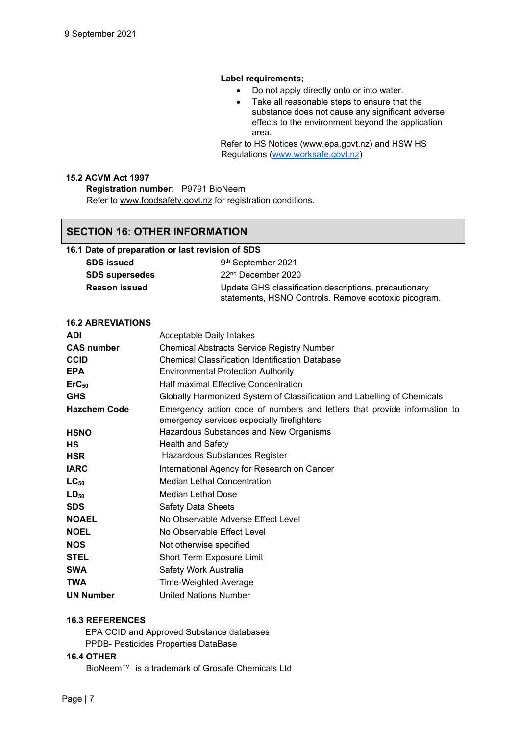**Label requirements;**

- Do not apply directly onto or into water.
- Take all reasonable steps to ensure that the substance does not cause any significant adverse effects to the environment beyond the application area.

Refer to HS Notices (www.epa.govt.nz) and HSW HS Regulations (www.worksafe.govt.nz)

**15.2 ACVM Act 1997**

**Registration number:** P9791 BioNeem

Refer to www.foodsafety.govt.nz for registration conditions.

## SECTION 16: OTHER INFORMATION

**16.1 Date of preparation or last revision of SDS**

| | |
|---|---|
| **SDS issued** | 9th September 2021 |
| **SDS supersedes** | 22nd December 2020 |
| **Reason issued** | Update GHS classification descriptions, precautionary statements, HSNO Controls. Remove ecotoxic picogram. |

**16.2 ABREVIATIONS**

| | |
|---|---|
| **ADI** | Acceptable Daily Intakes |
| **CAS number** | Chemical Abstracts Service Registry Number |
| **CCID** | Chemical Classification Identification Database |
| **EPA** | Environmental Protection Authority |
| **$ErC_{50}$** | Half maximal Effective Concentration |
| **GHS** | Globally Harmonized System of Classification and Labelling of Chemicals |
| **Hazchem Code** | Emergency action code of numbers and letters that provide information to emergency services especially firefighters |
| **HSNO** | Hazardous Substances and New Organisms |
| **HS** | Health and Safety |
| **HSR** | Hazardous Substances Register |
| **IARC** | International Agency for Research on Cancer |
| **$LC_{50}$** | Median Lethal Concentration |
| **$LD_{50}$** | Median Lethal Dose |
| **SDS** | Safety Data Sheets |
| **NOAEL** | No Observable Adverse Effect Level |
| **NOEL** | No Observable Effect Level |
| **NOS** | Not otherwise specified |
| **STEL** | Short Term Exposure Limit |
| **SWA** | Safety Work Australia |
| **TWA** | Time-Weighted Average |
| **UN Number** | United Nations Number |

**16.3 REFERENCES**

EPA CCID and Approved Substance databases

PPDB- Pesticides Properties DataBase

**16.4 OTHER**

BioNeem™ is a trademark of Grosafe Chemicals Ltd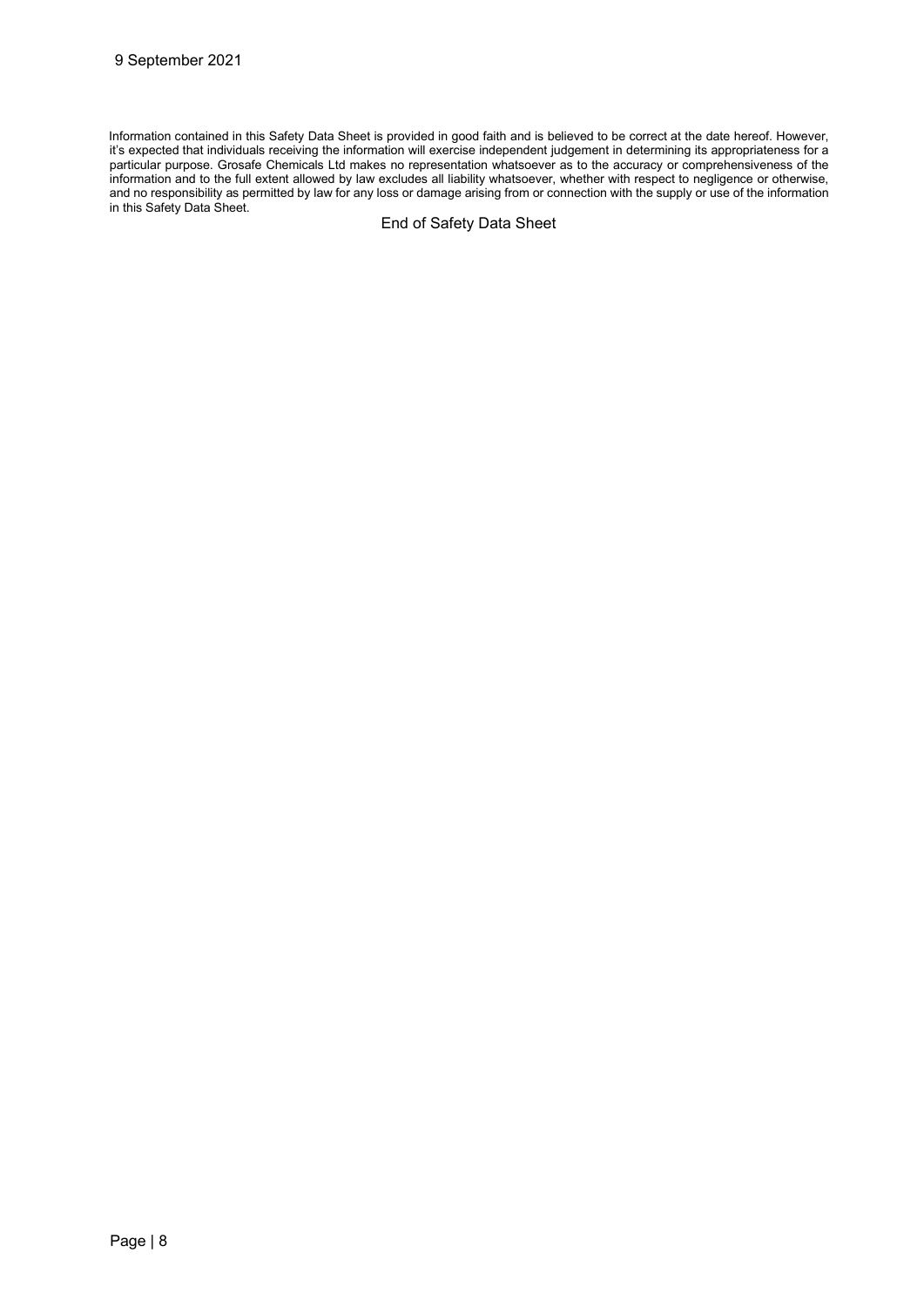9 September 2021

Information contained in this Safety Data Sheet is provided in good faith and is believed to be correct at the date hereof. However, it's expected that individuals receiving the information will exercise independent judgement in determining its appropriateness for a particular purpose. Grosafe Chemicals Ltd makes no representation whatsoever as to the accuracy or comprehensiveness of the information and to the full extent allowed by law excludes all liability whatsoever, whether with respect to negligence or otherwise, and no responsibility as permitted by law for any loss or damage arising from or connection with the supply or use of the information in this Safety Data Sheet.

End of Safety Data Sheet